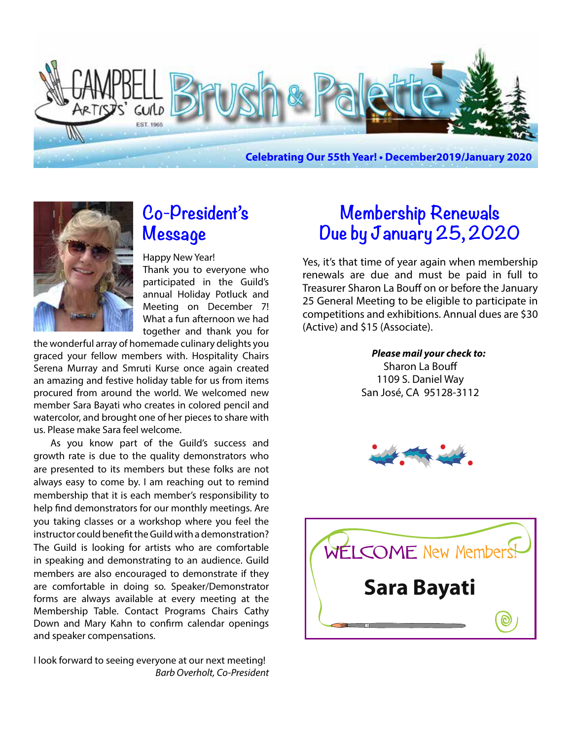# CAMPBELL ARTISTS' GUILD Brush & Palette

EST. 1965

**Celebrating Our 55th Year! • December2019/January 2020**

## Co-President's Message

Happy New Year!

Thank you to everyone who participated in the Guild's annual Holiday Potluck and Meeting on December 7! What a fun afternoon we had together and thank you for the wonderful array of homemade culinary delights you graced your fellow members with. Hospitality Chairs Serena Murray and Smruti Kurse once again created an amazing and festive holiday table for us from items procured from around the world. We welcomed new member Sara Bayati who creates in colored pencil and watercolor, and brought one of her pieces to share with us. Please make Sara feel welcome.

As you know part of the Guild's success and growth rate is due to the quality demonstrators who are presented to its members but these folks are not always easy to come by. I am reaching out to remind membership that it is each member's responsibility to help find demonstrators for our monthly meetings. Are you taking classes or a workshop where you feel the instructor could benefit the Guild with a demonstration? The Guild is looking for artists who are comfortable in speaking and demonstrating to an audience. Guild members are also encouraged to demonstrate if they are comfortable in doing so. Speaker/Demonstrator forms are always available at every meeting at the Membership Table. Contact Programs Chairs Cathy Down and Mary Kahn to confirm calendar openings and speaker compensations.

I look forward to seeing everyone at our next meeting!

*Barb Overholt, Co-President*

## Membership Renewals Due by January 25, 2020

Yes, it's that time of year again when membership renewals are due and must be paid in full to Treasurer Sharon La Bouff on or before the January 25 General Meeting to be eligible to participate in competitions and exhibitions. Annual dues are $30 (Active) and $15 (Associate).

***Please mail your check to:***
Sharon La Bouff
1109 S. Daniel Way
San José, CA 95128-3112

WELCOME New Members!

**Sara Bayati**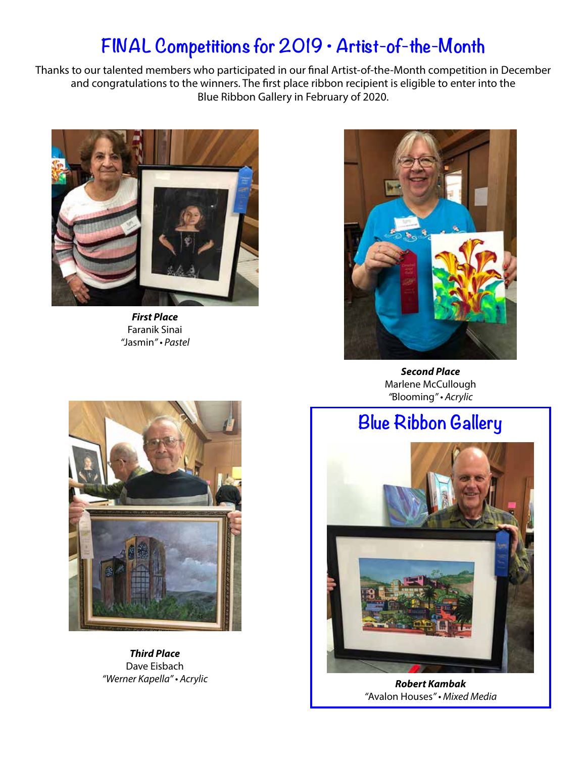# FINAL Competitions for 2019 • Artist-of-the-Month

Thanks to our talented members who participated in our final Artist-of-the-Month competition in December and congratulations to the winners. The first place ribbon recipient is eligible to enter into the Blue Ribbon Gallery in February of 2020.

***First Place***
Faranik Sinai
"Jasmin" • *Pastel*

***Second Place***
Marlene McCullough
*"Blooming"* • *Acrylic*

***Third Place***
Dave Eisbach
*"Werner Kapella"* • *Acrylic*

## Blue Ribbon Gallery

***Robert Kambak***
"Avalon Houses" • *Mixed Media*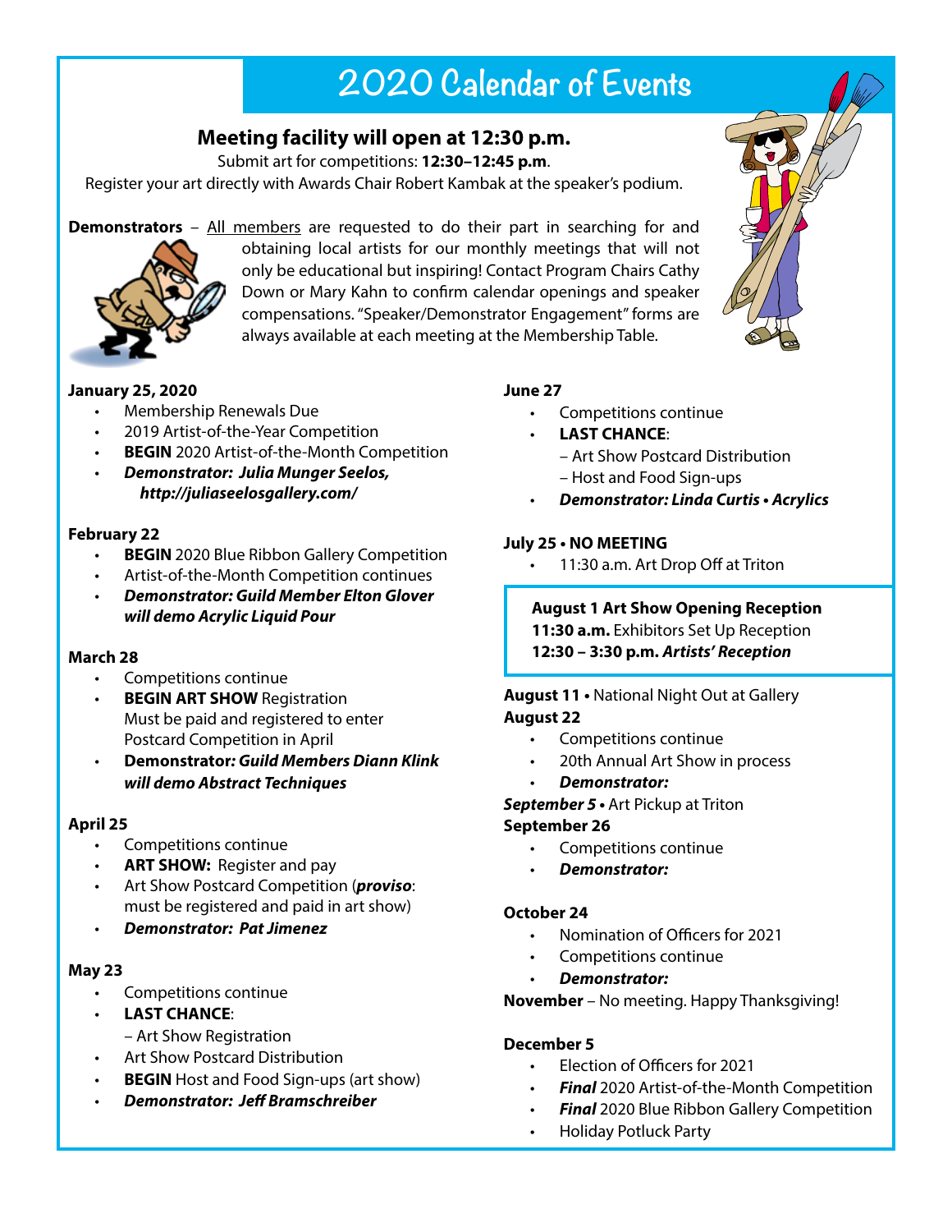# 2020 Calendar of Events

## Meeting facility will open at 12:30 p.m.

Submit art for competitions: **12:30–12:45 p.m**.

Register your art directly with Awards Chair Robert Kambak at the speaker's podium.

**Demonstrators** – All members are requested to do their part in searching for and obtaining local artists for our monthly meetings that will not only be educational but inspiring! Contact Program Chairs Cathy Down or Mary Kahn to confirm calendar openings and speaker compensations. "Speaker/Demonstrator Engagement" forms are always available at each meeting at the Membership Table.

**January 25, 2020**

- Membership Renewals Due
- 2019 Artist-of-the-Year Competition
- **BEGIN** 2020 Artist-of-the-Month Competition
- ***Demonstrator: Julia Munger Seelos, http://juliaseelosgallery.com/***

**February 22**

- **BEGIN** 2020 Blue Ribbon Gallery Competition
- Artist-of-the-Month Competition continues
- ***Demonstrator: Guild Member Elton Glover will demo Acrylic Liquid Pour***

**March 28**

- Competitions continue
- **BEGIN ART SHOW** Registration Must be paid and registered to enter Postcard Competition in April
- **Demonstrator*: Guild Members Diann Klink will demo Abstract Techniques***

**April 25**

- Competitions continue
- **ART SHOW:** Register and pay
- Art Show Postcard Competition (***proviso***: must be registered and paid in art show)
- ***Demonstrator: Pat Jimenez***

**May 23**

- Competitions continue
- **LAST CHANCE**:
  – Art Show Registration
- Art Show Postcard Distribution
- **BEGIN** Host and Food Sign-ups (art show)
- ***Demonstrator: Jeff Bramschreiber***

**June 27**

- Competitions continue
- **LAST CHANCE**:
  – Art Show Postcard Distribution
  – Host and Food Sign-ups
- ***Demonstrator: Linda Curtis • Acrylics***

**July 25 • NO MEETING**

- 11:30 a.m. Art Drop Off at Triton

**August 1 Art Show Opening Reception**
**11:30 a.m.** Exhibitors Set Up Reception
**12:30 – 3:30 p.m.** ***Artists' Reception***

**August 11 •** National Night Out at Gallery

**August 22**

- Competitions continue
- 20th Annual Art Show in process
- ***Demonstrator:***

***September 5* •** Art Pickup at Triton

**September 26**

- Competitions continue
- ***Demonstrator:***

**October 24**

- Nomination of Officers for 2021
- Competitions continue
- ***Demonstrator:***

**November** – No meeting. Happy Thanksgiving!

**December 5**

- Election of Officers for 2021
- ***Final*** 2020 Artist-of-the-Month Competition
- ***Final*** 2020 Blue Ribbon Gallery Competition
- Holiday Potluck Party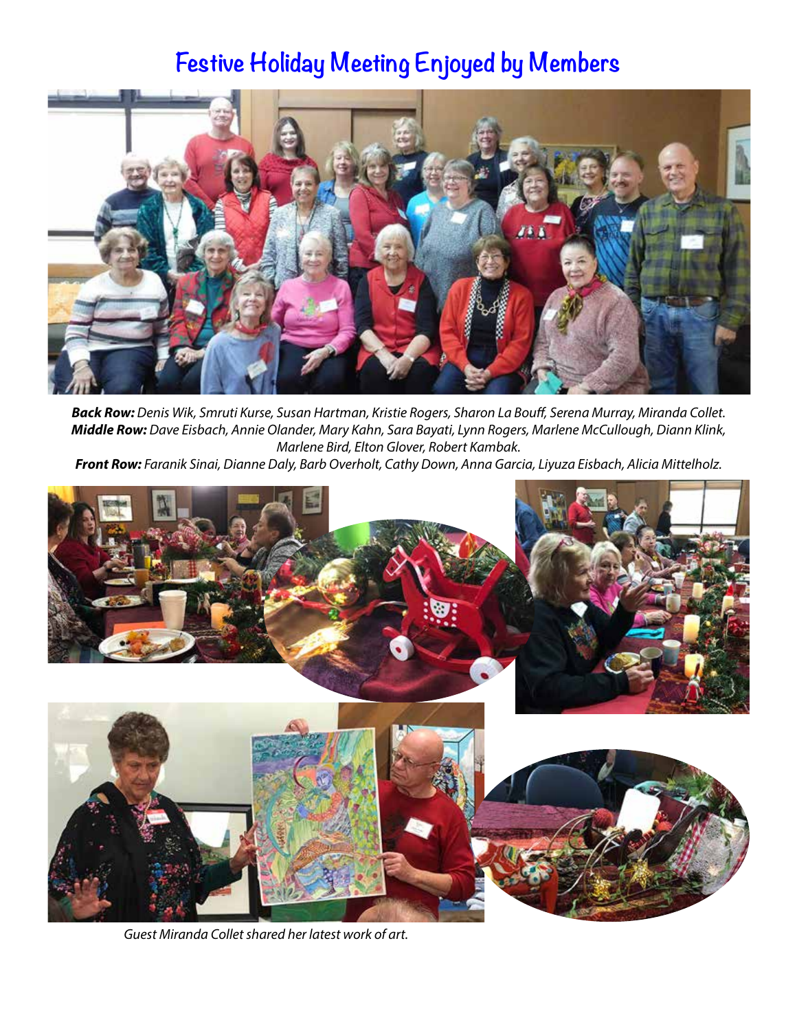# Festive Holiday Meeting Enjoyed by Members

***Back Row:*** *Denis Wik, Smruti Kurse, Susan Hartman, Kristie Rogers, Sharon La Bouff, Serena Murray, Miranda Collet.*
***Middle Row:*** *Dave Eisbach, Annie Olander, Mary Kahn, Sara Bayati, Lynn Rogers, Marlene McCullough, Diann Klink, Marlene Bird, Elton Glover, Robert Kambak.*
***Front Row:*** *Faranik Sinai, Dianne Daly, Barb Overholt, Cathy Down, Anna Garcia, Liyuza Eisbach, Alicia Mittelholz.*

*Guest Miranda Collet shared her latest work of art.*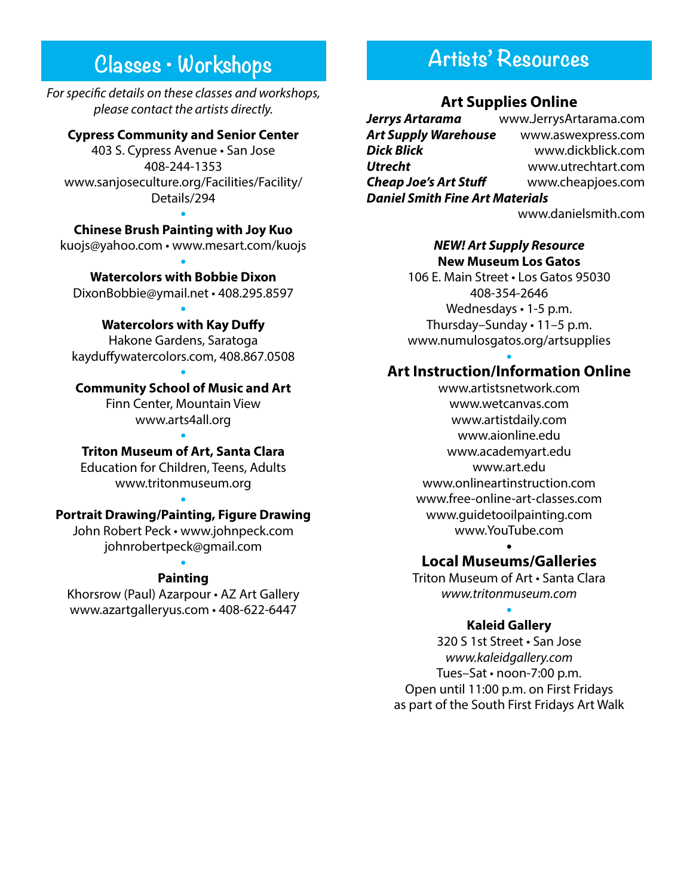# Classes • Workshops

*For specific details on these classes and workshops, please contact the artists directly.*

**Cypress Community and Senior Center**
403 S. Cypress Avenue • San Jose
408-244-1353
www.sanjoseculture.org/Facilities/Facility/Details/294

•

**Chinese Brush Painting with Joy Kuo**
kuojs@yahoo.com • www.mesart.com/kuojs

•

**Watercolors with Bobbie Dixon**
DixonBobbie@ymail.net • 408.295.8597

•

**Watercolors with Kay Duffy**
Hakone Gardens, Saratoga
kayduffywatercolors.com, 408.867.0508

•

**Community School of Music and Art**
Finn Center, Mountain View
www.arts4all.org

•

**Triton Museum of Art, Santa Clara**
Education for Children, Teens, Adults
www.tritonmuseum.org

•

**Portrait Drawing/Painting, Figure Drawing**
John Robert Peck • www.johnpeck.com
johnrobertpeck@gmail.com

•

**Painting**
Khorsrow (Paul) Azarpour • AZ Art Gallery
www.azartgalleryus.com • 408-622-6447

# Artists' Resources

## Art Supplies Online

***Jerrys Artarama*** www.JerrysArtarama.com
***Art Supply Warehouse*** www.aswexpress.com
***Dick Blick*** www.dickblick.com
***Utrecht*** www.utrechtart.com
***Cheap Joe's Art Stuff*** www.cheapjoes.com
***Daniel Smith Fine Art Materials*** www.danielsmith.com

***NEW! Art Supply Resource***
**New Museum Los Gatos**
106 E. Main Street • Los Gatos 95030
408-354-2646
Wednesdays • 1-5 p.m.
Thursday–Sunday • 11–5 p.m.
www.numulosgatos.org/artsupplies

•

## Art Instruction/Information Online

www.artistsnetwork.com
www.wetcanvas.com
www.artistdaily.com
www.aionline.edu
www.academyart.edu
www.art.edu
www.onlineartinstruction.com
www.free-online-art-classes.com
www.guidetooilpainting.com
www.YouTube.com

•

## Local Museums/Galleries

Triton Museum of Art • Santa Clara
*www.tritonmuseum.com*

•

**Kaleid Gallery**
320 S 1st Street • San Jose
*www.kaleidgallery.com*
Tues–Sat • noon-7:00 p.m.
Open until 11:00 p.m. on First Fridays
as part of the South First Fridays Art Walk